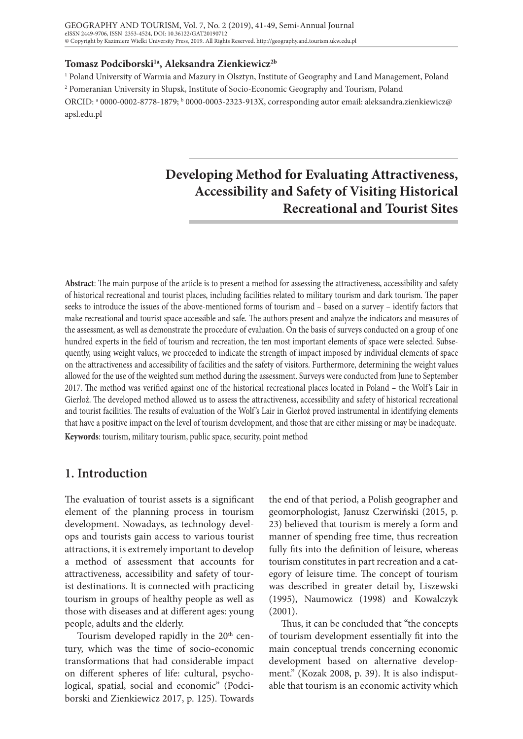**Tomasz Podciborski[1a], Aleksandra Zienkiewicz[2b]**

[1] Poland University of Warmia and Mazury in Olsztyn, Institute of Geography and Land Management, Poland

[2] Pomeranian University in Słupsk, Institute of Socio-Economic Geography and Tourism, Poland

ORCID: [a] 0000-0002-8778-1879; [b] 0000-0003-2323-913X, corresponding autor email: aleksandra.zienkiewicz@apsl.edu.pl

# Developing Method for Evaluating Attractiveness, Accessibility and Safety of Visiting Historical Recreational and Tourist Sites

**Abstract**: The main purpose of the article is to present a method for assessing the attractiveness, accessibility and safety of historical recreational and tourist places, including facilities related to military tourism and dark tourism. The paper seeks to introduce the issues of the above-mentioned forms of tourism and – based on a survey – identify factors that make recreational and tourist space accessible and safe. The authors present and analyze the indicators and measures of the assessment, as well as demonstrate the procedure of evaluation. On the basis of surveys conducted on a group of one hundred experts in the field of tourism and recreation, the ten most important elements of space were selected. Subsequently, using weight values, we proceeded to indicate the strength of impact imposed by individual elements of space on the attractiveness and accessibility of facilities and the safety of visitors. Furthermore, determining the weight values allowed for the use of the weighted sum method during the assessment. Surveys were conducted from June to September 2017. The method was verified against one of the historical recreational places located in Poland – the Wolf's Lair in Gierłoż. The developed method allowed us to assess the attractiveness, accessibility and safety of historical recreational and tourist facilities. The results of evaluation of the Wolf's Lair in Gierłoż proved instrumental in identifying elements that have a positive impact on the level of tourism development, and those that are either missing or may be inadequate.

**Keywords**: tourism, military tourism, public space, security, point method

## 1. Introduction

The evaluation of tourist assets is a significant element of the planning process in tourism development. Nowadays, as technology develops and tourists gain access to various tourist attractions, it is extremely important to develop a method of assessment that accounts for attractiveness, accessibility and safety of tourist destinations. It is connected with practicing tourism in groups of healthy people as well as those with diseases and at different ages: young people, adults and the elderly.

Tourism developed rapidly in the 20th century, which was the time of socio-economic transformations that had considerable impact on different spheres of life: cultural, psychological, spatial, social and economic" (Podciborski and Zienkiewicz 2017, p. 125). Towards the end of that period, a Polish geographer and geomorphologist, Janusz Czerwiński (2015, p. 23) believed that tourism is merely a form and manner of spending free time, thus recreation fully fits into the definition of leisure, whereas tourism constitutes in part recreation and a category of leisure time. The concept of tourism was described in greater detail by, Liszewski (1995), Naumowicz (1998) and Kowalczyk (2001).

Thus, it can be concluded that "the concepts of tourism development essentially fit into the main conceptual trends concerning economic development based on alternative development." (Kozak 2008, p. 39). It is also indisputable that tourism is an economic activity which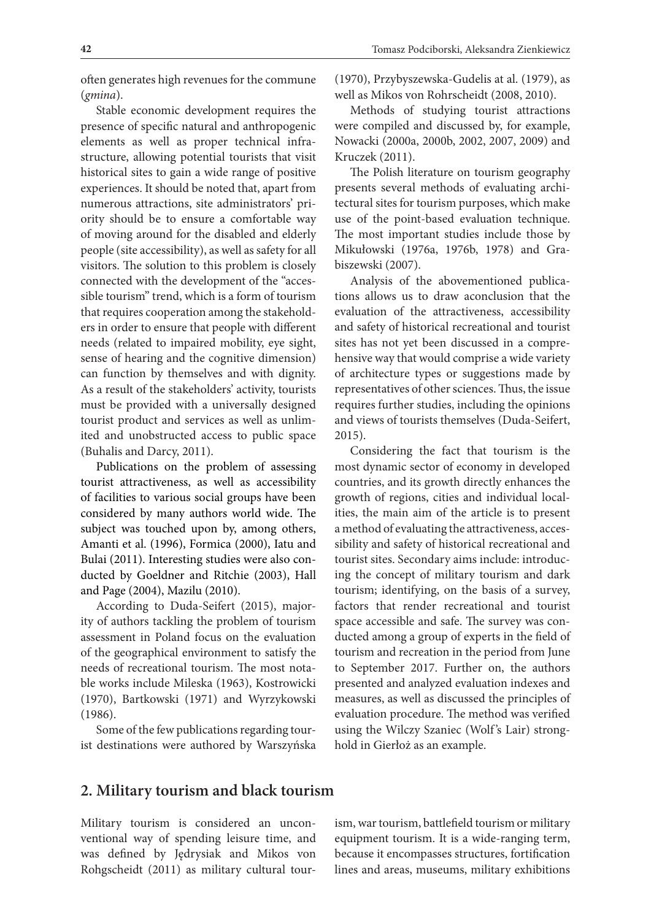often generates high revenues for the commune (*gmina*).

Stable economic development requires the presence of specific natural and anthropogenic elements as well as proper technical infrastructure, allowing potential tourists that visit historical sites to gain a wide range of positive experiences. It should be noted that, apart from numerous attractions, site administrators' priority should be to ensure a comfortable way of moving around for the disabled and elderly people (site accessibility), as well as safety for all visitors. The solution to this problem is closely connected with the development of the "accessible tourism" trend, which is a form of tourism that requires cooperation among the stakeholders in order to ensure that people with different needs (related to impaired mobility, eye sight, sense of hearing and the cognitive dimension) can function by themselves and with dignity. As a result of the stakeholders' activity, tourists must be provided with a universally designed tourist product and services as well as unlimited and unobstructed access to public space (Buhalis and Darcy, 2011).

Publications on the problem of assessing tourist attractiveness, as well as accessibility of facilities to various social groups have been considered by many authors world wide. The subject was touched upon by, among others, Amanti et al. (1996), Formica (2000), Iatu and Bulai (2011). Interesting studies were also conducted by Goeldner and Ritchie (2003), Hall and Page (2004), Mazilu (2010).

According to Duda-Seifert (2015), majority of authors tackling the problem of tourism assessment in Poland focus on the evaluation of the geographical environment to satisfy the needs of recreational tourism. The most notable works include Mileska (1963), Kostrowicki (1970), Bartkowski (1971) and Wyrzykowski (1986).

Some of the few publications regarding tourist destinations were authored by Warszyńska (1970), Przybyszewska-Gudelis at al. (1979), as well as Mikos von Rohrscheidt (2008, 2010).

Methods of studying tourist attractions were compiled and discussed by, for example, Nowacki (2000a, 2000b, 2002, 2007, 2009) and Kruczek (2011).

The Polish literature on tourism geography presents several methods of evaluating architectural sites for tourism purposes, which make use of the point-based evaluation technique. The most important studies include those by Mikułowski (1976a, 1976b, 1978) and Grabiszewski (2007).

Analysis of the abovementioned publications allows us to draw aconclusion that the evaluation of the attractiveness, accessibility and safety of historical recreational and tourist sites has not yet been discussed in a comprehensive way that would comprise a wide variety of architecture types or suggestions made by representatives of other sciences. Thus, the issue requires further studies, including the opinions and views of tourists themselves (Duda-Seifert, 2015).

Considering the fact that tourism is the most dynamic sector of economy in developed countries, and its growth directly enhances the growth of regions, cities and individual localities, the main aim of the article is to present a method of evaluating the attractiveness, accessibility and safety of historical recreational and tourist sites. Secondary aims include: introducing the concept of military tourism and dark tourism; identifying, on the basis of a survey, factors that render recreational and tourist space accessible and safe. The survey was conducted among a group of experts in the field of tourism and recreation in the period from June to September 2017. Further on, the authors presented and analyzed evaluation indexes and measures, as well as discussed the principles of evaluation procedure. The method was verified using the Wilczy Szaniec (Wolf's Lair) stronghold in Gierłoż as an example.

## 2. Military tourism and black tourism

Military tourism is considered an unconventional way of spending leisure time, and was defined by Jędrysiak and Mikos von Rohgscheidt (2011) as military cultural tourism, war tourism, battlefield tourism or military equipment tourism. It is a wide-ranging term, because it encompasses structures, fortification lines and areas, museums, military exhibitions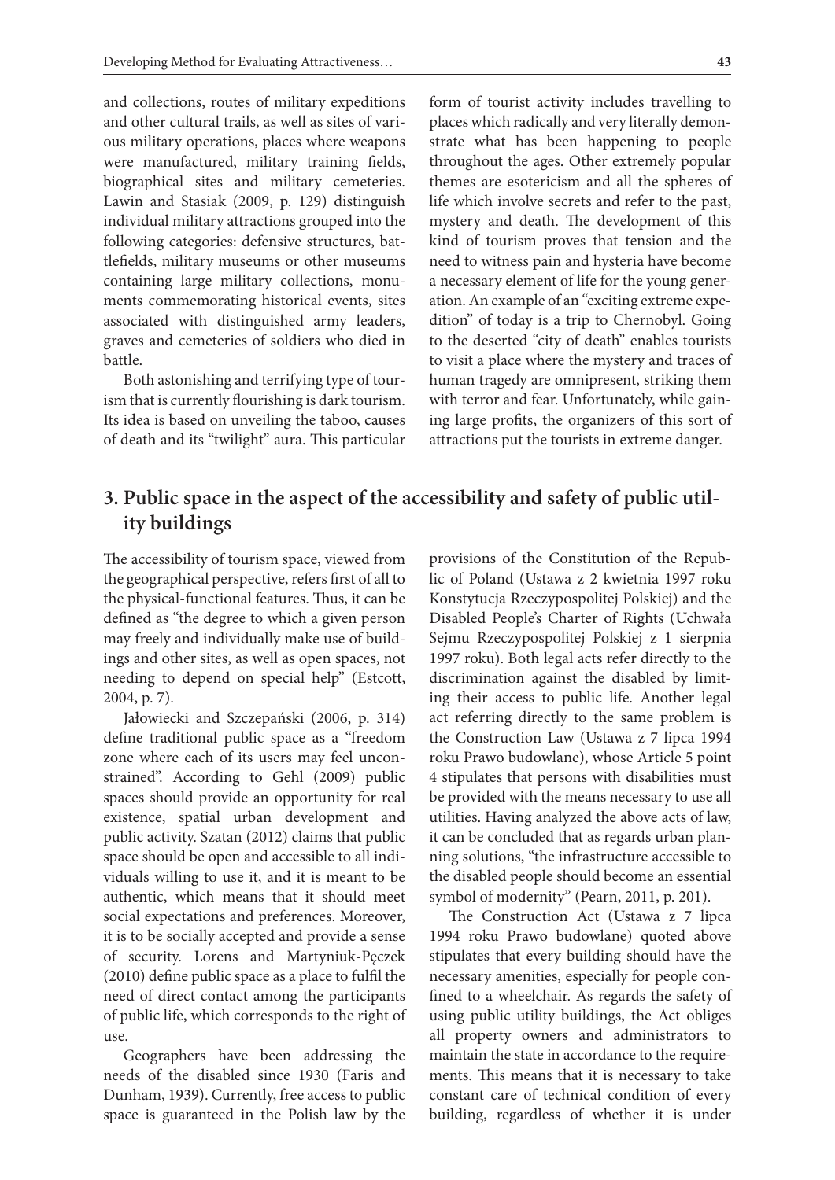and collections, routes of military expeditions and other cultural trails, as well as sites of various military operations, places where weapons were manufactured, military training fields, biographical sites and military cemeteries. Lawin and Stasiak (2009, p. 129) distinguish individual military attractions grouped into the following categories: defensive structures, battlefields, military museums or other museums containing large military collections, monuments commemorating historical events, sites associated with distinguished army leaders, graves and cemeteries of soldiers who died in battle.

Both astonishing and terrifying type of tourism that is currently flourishing is dark tourism. Its idea is based on unveiling the taboo, causes of death and its "twilight" aura. This particular form of tourist activity includes travelling to places which radically and very literally demonstrate what has been happening to people throughout the ages. Other extremely popular themes are esotericism and all the spheres of life which involve secrets and refer to the past, mystery and death. The development of this kind of tourism proves that tension and the need to witness pain and hysteria have become a necessary element of life for the young generation. An example of an "exciting extreme expedition" of today is a trip to Chernobyl. Going to the deserted "city of death" enables tourists to visit a place where the mystery and traces of human tragedy are omnipresent, striking them with terror and fear. Unfortunately, while gaining large profits, the organizers of this sort of attractions put the tourists in extreme danger.

## 3. Public space in the aspect of the accessibility and safety of public utility buildings

The accessibility of tourism space, viewed from the geographical perspective, refers first of all to the physical-functional features. Thus, it can be defined as "the degree to which a given person may freely and individually make use of buildings and other sites, as well as open spaces, not needing to depend on special help" (Estcott, 2004, p. 7).

Jałowiecki and Szczepański (2006, p. 314) define traditional public space as a "freedom zone where each of its users may feel unconstrained". According to Gehl (2009) public spaces should provide an opportunity for real existence, spatial urban development and public activity. Szatan (2012) claims that public space should be open and accessible to all individuals willing to use it, and it is meant to be authentic, which means that it should meet social expectations and preferences. Moreover, it is to be socially accepted and provide a sense of security. Lorens and Martyniuk-Pęczek (2010) define public space as a place to fulfil the need of direct contact among the participants of public life, which corresponds to the right of use.

Geographers have been addressing the needs of the disabled since 1930 (Faris and Dunham, 1939). Currently, free access to public space is guaranteed in the Polish law by the provisions of the Constitution of the Republic of Poland (Ustawa z 2 kwietnia 1997 roku Konstytucja Rzeczypospolitej Polskiej) and the Disabled People's Charter of Rights (Uchwała Sejmu Rzeczypospolitej Polskiej z 1 sierpnia 1997 roku). Both legal acts refer directly to the discrimination against the disabled by limiting their access to public life. Another legal act referring directly to the same problem is the Construction Law (Ustawa z 7 lipca 1994 roku Prawo budowlane), whose Article 5 point 4 stipulates that persons with disabilities must be provided with the means necessary to use all utilities. Having analyzed the above acts of law, it can be concluded that as regards urban planning solutions, "the infrastructure accessible to the disabled people should become an essential symbol of modernity" (Pearn, 2011, p. 201).

The Construction Act (Ustawa z 7 lipca 1994 roku Prawo budowlane) quoted above stipulates that every building should have the necessary amenities, especially for people confined to a wheelchair. As regards the safety of using public utility buildings, the Act obliges all property owners and administrators to maintain the state in accordance to the requirements. This means that it is necessary to take constant care of technical condition of every building, regardless of whether it is under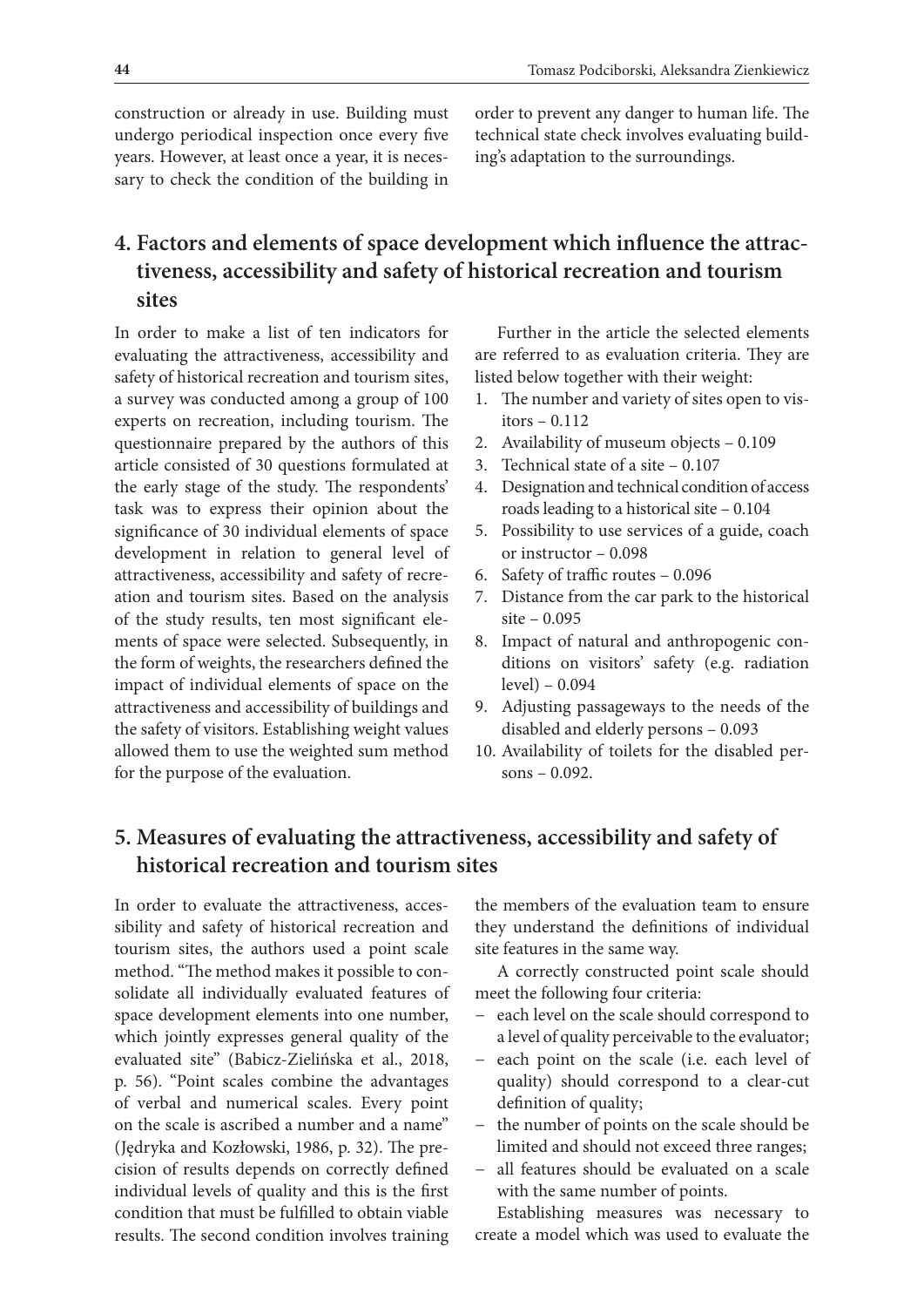construction or already in use. Building must undergo periodical inspection once every five years. However, at least once a year, it is necessary to check the condition of the building in order to prevent any danger to human life. The technical state check involves evaluating building's adaptation to the surroundings.

## 4. Factors and elements of space development which influence the attractiveness, accessibility and safety of historical recreation and tourism sites

In order to make a list of ten indicators for evaluating the attractiveness, accessibility and safety of historical recreation and tourism sites, a survey was conducted among a group of 100 experts on recreation, including tourism. The questionnaire prepared by the authors of this article consisted of 30 questions formulated at the early stage of the study. The respondents' task was to express their opinion about the significance of 30 individual elements of space development in relation to general level of attractiveness, accessibility and safety of recreation and tourism sites. Based on the analysis of the study results, ten most significant elements of space were selected. Subsequently, in the form of weights, the researchers defined the impact of individual elements of space on the attractiveness and accessibility of buildings and the safety of visitors. Establishing weight values allowed them to use the weighted sum method for the purpose of the evaluation.

Further in the article the selected elements are referred to as evaluation criteria. They are listed below together with their weight:

1. The number and variety of sites open to visitors – 0.112
2. Availability of museum objects – 0.109
3. Technical state of a site – 0.107
4. Designation and technical condition of access roads leading to a historical site – 0.104
5. Possibility to use services of a guide, coach or instructor – 0.098
6. Safety of traffic routes – 0.096
7. Distance from the car park to the historical site – 0.095
8. Impact of natural and anthropogenic conditions on visitors' safety (e.g. radiation level) – 0.094
9. Adjusting passageways to the needs of the disabled and elderly persons – 0.093
10. Availability of toilets for the disabled persons – 0.092.

## 5. Measures of evaluating the attractiveness, accessibility and safety of historical recreation and tourism sites

In order to evaluate the attractiveness, accessibility and safety of historical recreation and tourism sites, the authors used a point scale method. "The method makes it possible to consolidate all individually evaluated features of space development elements into one number, which jointly expresses general quality of the evaluated site" (Babicz-Zielińska et al., 2018, p. 56). "Point scales combine the advantages of verbal and numerical scales. Every point on the scale is ascribed a number and a name" (Jędryka and Kozłowski, 1986, p. 32). The precision of results depends on correctly defined individual levels of quality and this is the first condition that must be fulfilled to obtain viable results. The second condition involves training the members of the evaluation team to ensure they understand the definitions of individual site features in the same way.

A correctly constructed point scale should meet the following four criteria:

- each level on the scale should correspond to a level of quality perceivable to the evaluator;
- each point on the scale (i.e. each level of quality) should correspond to a clear-cut definition of quality;
- the number of points on the scale should be limited and should not exceed three ranges;
- all features should be evaluated on a scale with the same number of points.

Establishing measures was necessary to create a model which was used to evaluate the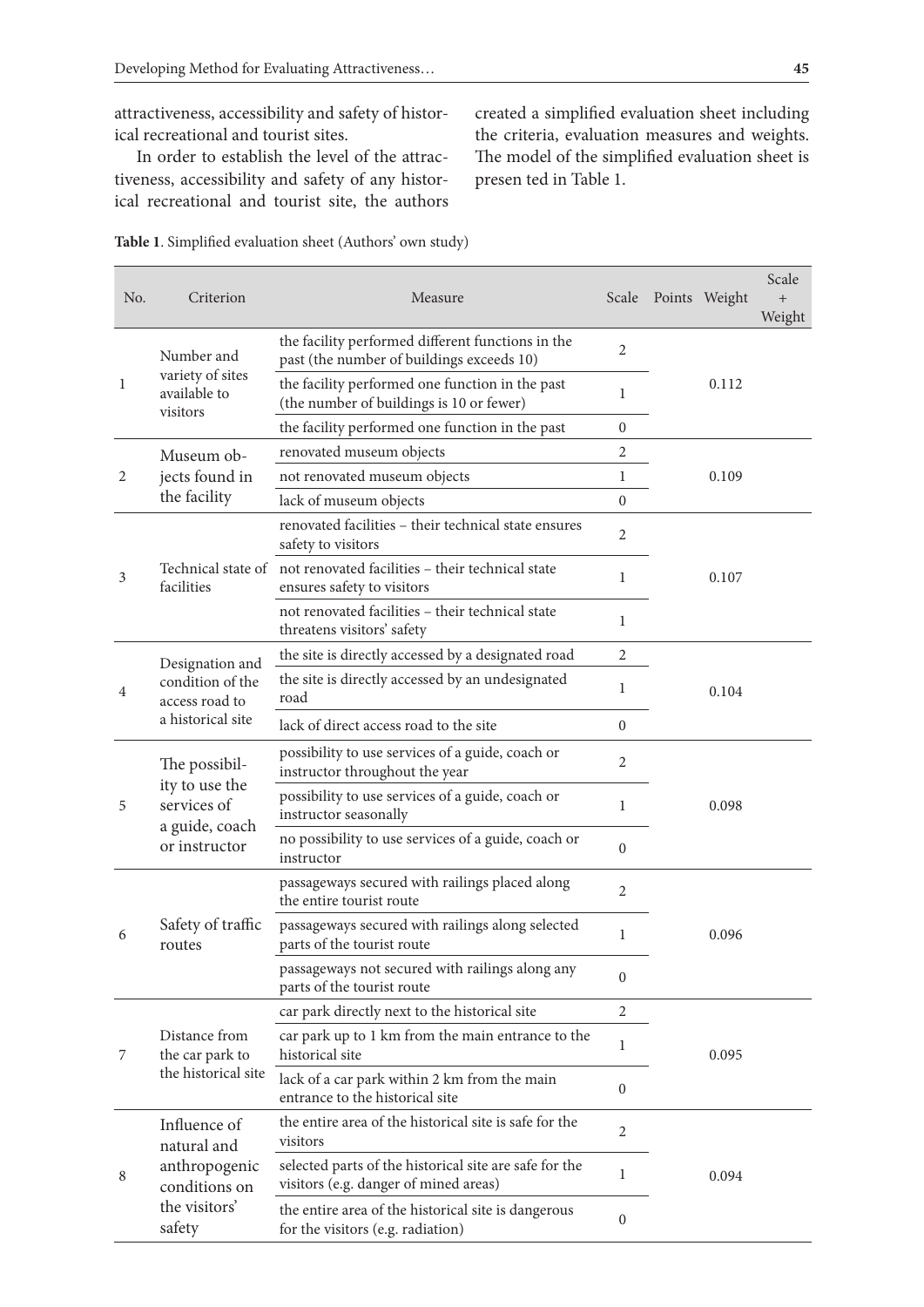attractiveness, accessibility and safety of historical recreational and tourist sites.

In order to establish the level of the attractiveness, accessibility and safety of any historical recreational and tourist site, the authors created a simplified evaluation sheet including the criteria, evaluation measures and weights. The model of the simplified evaluation sheet is presen ted in Table 1.

**Table 1**. Simplified evaluation sheet (Authors' own study)

| No. | Criterion | Measure | Scale | Points | Weight | Scale + Weight |
|---|---|---|---|---|---|---|
| 1 | Number and variety of sites available to visitors | the facility performed different functions in the past (the number of buildings exceeds 10) | 2 | | 0.112 | |
| | | the facility performed one function in the past (the number of buildings is 10 or fewer) | 1 | | | |
| | | the facility performed one function in the past | 0 | | | |
| 2 | Museum objects found in the facility | renovated museum objects | 2 | | 0.109 | |
| | | not renovated museum objects | 1 | | | |
| | | lack of museum objects | 0 | | | |
| 3 | Technical state of facilities | renovated facilities – their technical state ensures safety to visitors | 2 | | 0.107 | |
| | | not renovated facilities – their technical state ensures safety to visitors | 1 | | | |
| | | not renovated facilities – their technical state threatens visitors' safety | 1 | | | |
| 4 | Designation and condition of the access road to a historical site | the site is directly accessed by a designated road | 2 | | 0.104 | |
| | | the site is directly accessed by an undesignated road | 1 | | | |
| | | lack of direct access road to the site | 0 | | | |
| 5 | The possibility to use the services of a guide, coach or instructor | possibility to use services of a guide, coach or instructor throughout the year | 2 | | 0.098 | |
| | | possibility to use services of a guide, coach or instructor seasonally | 1 | | | |
| | | no possibility to use services of a guide, coach or instructor | 0 | | | |
| 6 | Safety of traffic routes | passageways secured with railings placed along the entire tourist route | 2 | | 0.096 | |
| | | passageways secured with railings along selected parts of the tourist route | 1 | | | |
| | | passageways not secured with railings along any parts of the tourist route | 0 | | | |
| 7 | Distance from the car park to the historical site | car park directly next to the historical site | 2 | | 0.095 | |
| | | car park up to 1 km from the main entrance to the historical site | 1 | | | |
| | | lack of a car park within 2 km from the main entrance to the historical site | 0 | | | |
| 8 | Influence of natural and anthropogenic conditions on the visitors' safety | the entire area of the historical site is safe for the visitors | 2 | | 0.094 | |
| | | selected parts of the historical site are safe for the visitors (e.g. danger of mined areas) | 1 | | | |
| | | the entire area of the historical site is dangerous for the visitors (e.g. radiation) | 0 | | | |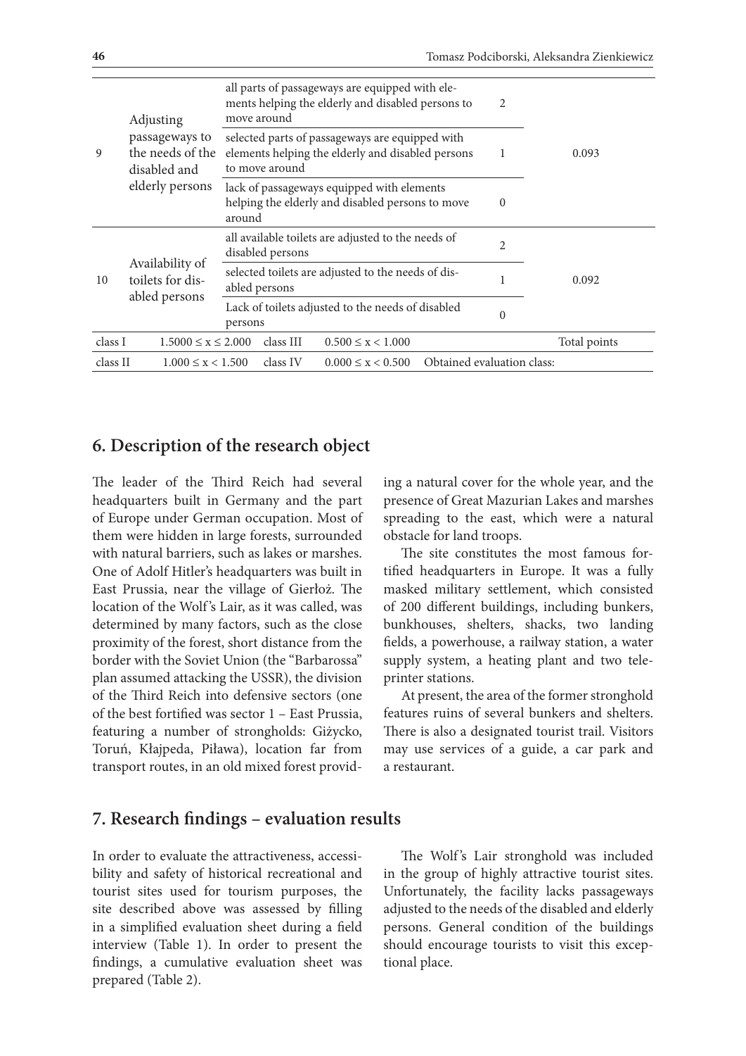| | | | | |
|---|---|---|---|---|
| 9 | Adjusting passageways to the needs of the disabled and elderly persons | all parts of passageways are equipped with elements helping the elderly and disabled persons to move around | 2 | 0.093 |
| | | selected parts of passageways are equipped with elements helping the elderly and disabled persons to move around | 1 | |
| | | lack of passageways equipped with elements helping the elderly and disabled persons to move around | 0 | |
| 10 | Availability of toilets for disabled persons | all available toilets are adjusted to the needs of disabled persons | 2 | 0.092 |
| | | selected toilets are adjusted to the needs of disabled persons | 1 | |
| | | Lack of toilets adjusted to the needs of disabled persons | 0 | |
| class I | $1.5000 \leq x \leq 2.000$ | class III $0.500 \leq x < 1.000$ | | Total points |
| class II | $1.000 \leq x < 1.500$ | class IV $0.000 \leq x < 0.500$ | Obtained evaluation class: | |

## 6. Description of the research object

The leader of the Third Reich had several headquarters built in Germany and the part of Europe under German occupation. Most of them were hidden in large forests, surrounded with natural barriers, such as lakes or marshes. One of Adolf Hitler's headquarters was built in East Prussia, near the village of Gierłoż. The location of the Wolf's Lair, as it was called, was determined by many factors, such as the close proximity of the forest, short distance from the border with the Soviet Union (the "Barbarossa" plan assumed attacking the USSR), the division of the Third Reich into defensive sectors (one of the best fortified was sector 1 – East Prussia, featuring a number of strongholds: Giżycko, Toruń, Kłajpeda, Piława), location far from transport routes, in an old mixed forest providing a natural cover for the whole year, and the presence of Great Mazurian Lakes and marshes spreading to the east, which were a natural obstacle for land troops.

The site constitutes the most famous fortified headquarters in Europe. It was a fully masked military settlement, which consisted of 200 different buildings, including bunkers, bunkhouses, shelters, shacks, two landing fields, a powerhouse, a railway station, a water supply system, a heating plant and two teleprinter stations.

At present, the area of the former stronghold features ruins of several bunkers and shelters. There is also a designated tourist trail. Visitors may use services of a guide, a car park and a restaurant.

## 7. Research findings – evaluation results

In order to evaluate the attractiveness, accessibility and safety of historical recreational and tourist sites used for tourism purposes, the site described above was assessed by filling in a simplified evaluation sheet during a field interview (Table 1). In order to present the findings, a cumulative evaluation sheet was prepared (Table 2).

The Wolf's Lair stronghold was included in the group of highly attractive tourist sites. Unfortunately, the facility lacks passageways adjusted to the needs of the disabled and elderly persons. General condition of the buildings should encourage tourists to visit this exceptional place.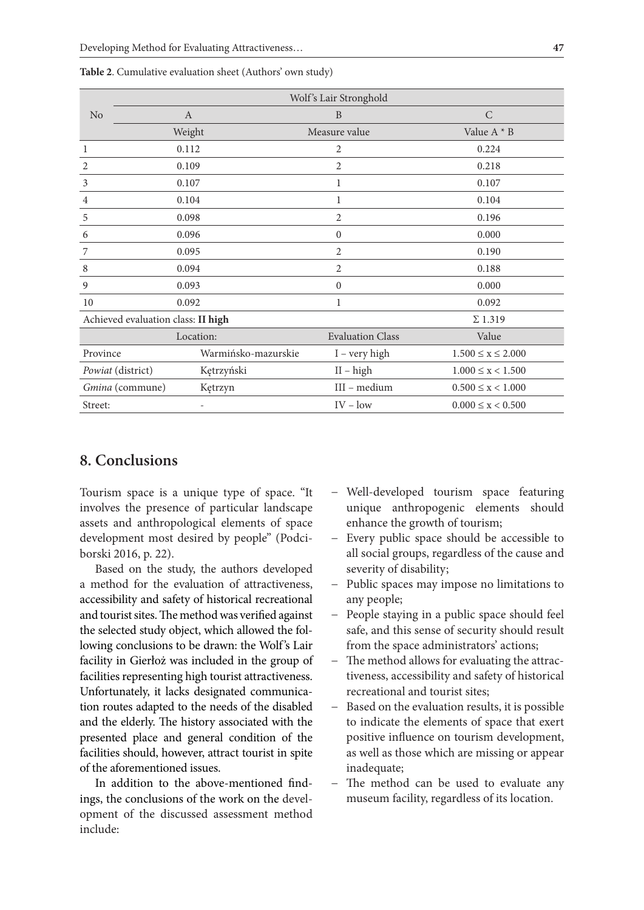**Table 2**. Cumulative evaluation sheet (Authors' own study)

| No | Wolf's Lair Stronghold | | |
|---|---|---|---|
| | A | B | C |
| | Weight | Measure value | Value A * B |
| 1 | 0.112 | 2 | 0.224 |
| 2 | 0.109 | 2 | 0.218 |
| 3 | 0.107 | 1 | 0.107 |
| 4 | 0.104 | 1 | 0.104 |
| 5 | 0.098 | 2 | 0.196 |
| 6 | 0.096 | 0 | 0.000 |
| 7 | 0.095 | 2 | 0.190 |
| 8 | 0.094 | 2 | 0.188 |
| 9 | 0.093 | 0 | 0.000 |
| 10 | 0.092 | 1 | 0.092 |
| Achieved evaluation class: **II high** | | | Σ 1.319 |

| Location: | | Evaluation Class | Value |
|---|---|---|---|
| Province | Warmińsko-mazurskie | I – very high | $1.500 \leq x \leq 2.000$ |
| *Powiat* (district) | Kętrzyński | II – high | $1.000 \leq x < 1.500$ |
| *Gmina* (commune) | Kętrzyn | III – medium | $0.500 \leq x < 1.000$ |
| Street: | - | IV – low | $0.000 \leq x < 0.500$ |

## 8. Conclusions

Tourism space is a unique type of space. "It involves the presence of particular landscape assets and anthropological elements of space development most desired by people" (Podciborski 2016, p. 22).

Based on the study, the authors developed a method for the evaluation of attractiveness, accessibility and safety of historical recreational and tourist sites. The method was verified against the selected study object, which allowed the following conclusions to be drawn: the Wolf's Lair facility in Gierłoż was included in the group of facilities representing high tourist attractiveness. Unfortunately, it lacks designated communication routes adapted to the needs of the disabled and the elderly. The history associated with the presented place and general condition of the facilities should, however, attract tourist in spite of the aforementioned issues.

In addition to the above-mentioned findings, the conclusions of the work on the development of the discussed assessment method include:

- Well-developed tourism space featuring unique anthropogenic elements should enhance the growth of tourism;
- Every public space should be accessible to all social groups, regardless of the cause and severity of disability;
- Public spaces may impose no limitations to any people;
- People staying in a public space should feel safe, and this sense of security should result from the space administrators' actions;
- The method allows for evaluating the attractiveness, accessibility and safety of historical recreational and tourist sites;
- Based on the evaluation results, it is possible to indicate the elements of space that exert positive influence on tourism development, as well as those which are missing or appear inadequate;
- The method can be used to evaluate any museum facility, regardless of its location.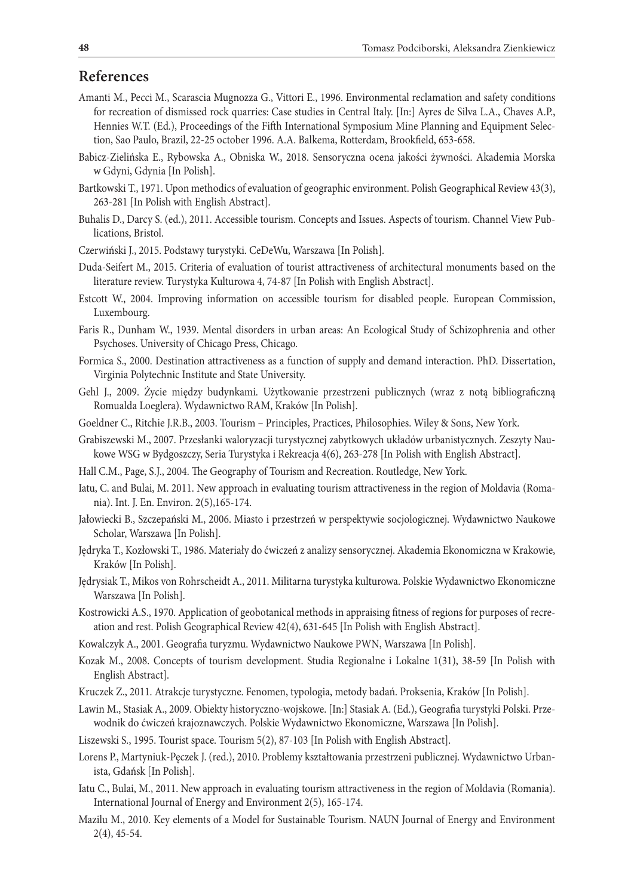## References

Amanti M., Pecci M., Scarascia Mugnozza G., Vittori E., 1996. Environmental reclamation and safety conditions for recreation of dismissed rock quarries: Case studies in Central Italy. [In:] Ayres de Silva L.A., Chaves A.P., Hennies W.T. (Ed.), Proceedings of the Fifth International Symposium Mine Planning and Equipment Selection, Sao Paulo, Brazil, 22-25 october 1996. A.A. Balkema, Rotterdam, Brookfield, 653-658.

Babicz-Zielińska E., Rybowska A., Obniska W., 2018. Sensoryczna ocena jakości żywności. Akademia Morska w Gdyni, Gdynia [In Polish].

Bartkowski T., 1971. Upon methodics of evaluation of geographic environment. Polish Geographical Review 43(3), 263-281 [In Polish with English Abstract].

Buhalis D., Darcy S. (ed.), 2011. Accessible tourism. Concepts and Issues. Aspects of tourism. Channel View Publications, Bristol.

Czerwiński J., 2015. Podstawy turystyki. CeDeWu, Warszawa [In Polish].

Duda-Seifert M., 2015. Criteria of evaluation of tourist attractiveness of architectural monuments based on the literature review. Turystyka Kulturowa 4, 74-87 [In Polish with English Abstract].

Estcott W., 2004. Improving information on accessible tourism for disabled people. European Commission, Luxembourg.

Faris R., Dunham W., 1939. Mental disorders in urban areas: An Ecological Study of Schizophrenia and other Psychoses. University of Chicago Press, Chicago.

Formica S., 2000. Destination attractiveness as a function of supply and demand interaction. PhD. Dissertation, Virginia Polytechnic Institute and State University.

Gehl J., 2009. Życie między budynkami. Użytkowanie przestrzeni publicznych (wraz z notą bibliograficzną Romualda Loeglera). Wydawnictwo RAM, Kraków [In Polish].

Goeldner C., Ritchie J.R.B., 2003. Tourism – Principles, Practices, Philosophies. Wiley & Sons, New York.

Grabiszewski M., 2007. Przesłanki waloryzacji turystycznej zabytkowych układów urbanistycznych. Zeszyty Naukowe WSG w Bydgoszczy, Seria Turystyka i Rekreacja 4(6), 263-278 [In Polish with English Abstract].

Hall C.M., Page, S.J., 2004. The Geography of Tourism and Recreation. Routledge, New York.

Iatu, C. and Bulai, M. 2011. New approach in evaluating tourism attractiveness in the region of Moldavia (Romania). Int. J. En. Environ. 2(5),165-174.

Jałowiecki B., Szczepański M., 2006. Miasto i przestrzeń w perspektywie socjologicznej. Wydawnictwo Naukowe Scholar, Warszawa [In Polish].

Jędryka T., Kozłowski T., 1986. Materiały do ćwiczeń z analizy sensorycznej. Akademia Ekonomiczna w Krakowie, Kraków [In Polish].

Jędrysiak T., Mikos von Rohrscheidt A., 2011. Militarna turystyka kulturowa. Polskie Wydawnictwo Ekonomiczne Warszawa [In Polish].

Kostrowicki A.S., 1970. Application of geobotanical methods in appraising fitness of regions for purposes of recreation and rest. Polish Geographical Review 42(4), 631-645 [In Polish with English Abstract].

Kowalczyk A., 2001. Geografia turyzmu. Wydawnictwo Naukowe PWN, Warszawa [In Polish].

Kozak M., 2008. Concepts of tourism development. Studia Regionalne i Lokalne 1(31), 38-59 [In Polish with English Abstract].

Kruczek Z., 2011. Atrakcje turystyczne. Fenomen, typologia, metody badań. Proksenia, Kraków [In Polish].

Lawin M., Stasiak A., 2009. Obiekty historyczno-wojskowe. [In:] Stasiak A. (Ed.), Geografia turystyki Polski. Przewodnik do ćwiczeń krajoznawczych. Polskie Wydawnictwo Ekonomiczne, Warszawa [In Polish].

Liszewski S., 1995. Tourist space. Tourism 5(2), 87-103 [In Polish with English Abstract].

Lorens P., Martyniuk-Pęczek J. (red.), 2010. Problemy kształtowania przestrzeni publicznej. Wydawnictwo Urbanista, Gdańsk [In Polish].

Iatu C., Bulai, M., 2011. New approach in evaluating tourism attractiveness in the region of Moldavia (Romania). International Journal of Energy and Environment 2(5), 165-174.

Mazilu M., 2010. Key elements of a Model for Sustainable Tourism. NAUN Journal of Energy and Environment 2(4), 45-54.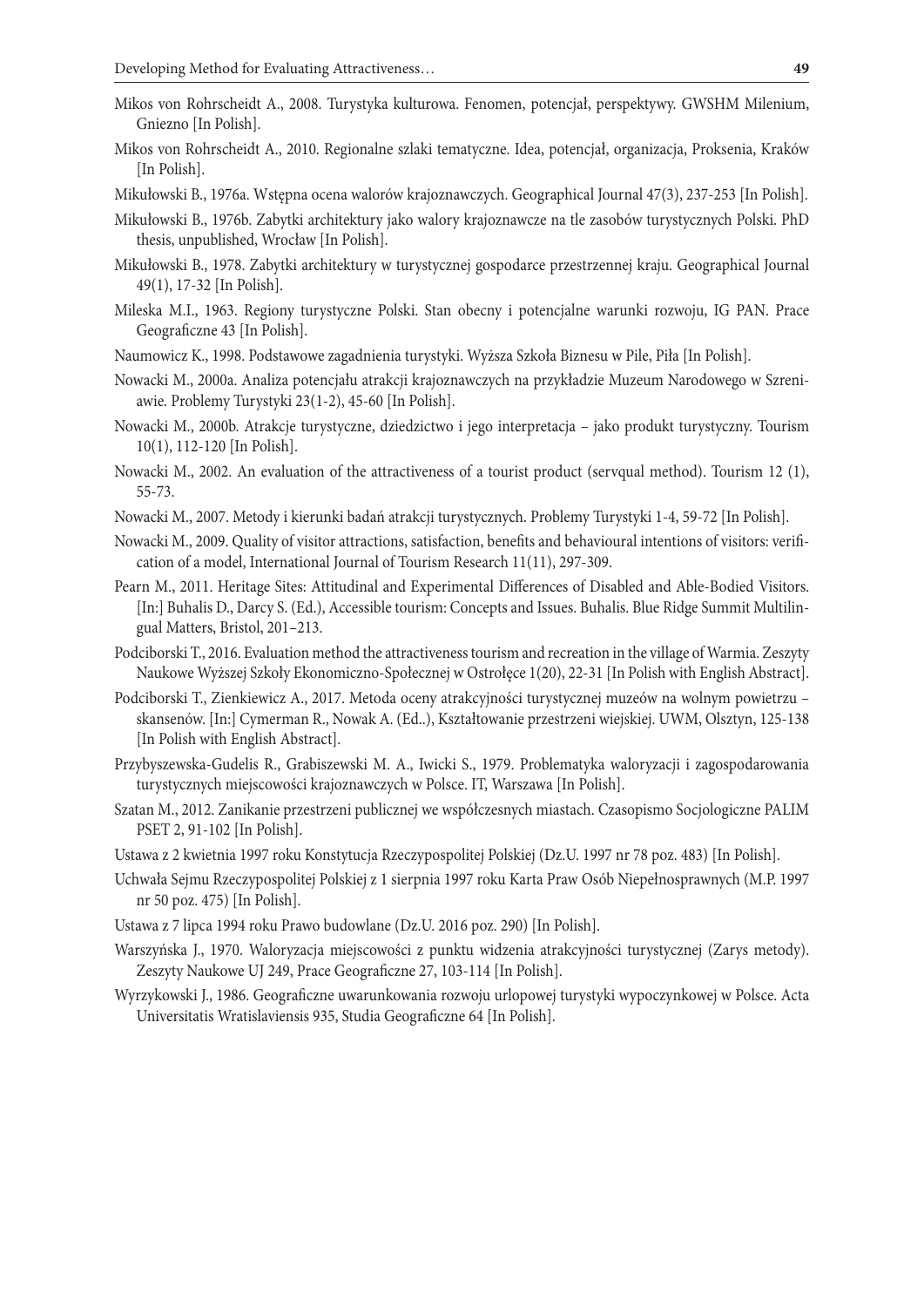Mikos von Rohrscheidt A., 2008. Turystyka kulturowa. Fenomen, potencjał, perspektywy. GWSHM Milenium, Gniezno [In Polish].

Mikos von Rohrscheidt A., 2010. Regionalne szlaki tematyczne. Idea, potencjał, organizacja, Proksenia, Kraków [In Polish].

Mikułowski B., 1976a. Wstępna ocena walorów krajoznawczych. Geographical Journal 47(3), 237-253 [In Polish].

Mikułowski B., 1976b. Zabytki architektury jako walory krajoznawcze na tle zasobów turystycznych Polski. PhD thesis, unpublished, Wrocław [In Polish].

Mikułowski B., 1978. Zabytki architektury w turystycznej gospodarce przestrzennej kraju. Geographical Journal 49(1), 17-32 [In Polish].

Mileska M.I., 1963. Regiony turystyczne Polski. Stan obecny i potencjalne warunki rozwoju, IG PAN. Prace Geograficzne 43 [In Polish].

Naumowicz K., 1998. Podstawowe zagadnienia turystyki. Wyższa Szkoła Biznesu w Pile, Piła [In Polish].

Nowacki M., 2000a. Analiza potencjału atrakcji krajoznawczych na przykładzie Muzeum Narodowego w Szreniawie. Problemy Turystyki 23(1-2), 45-60 [In Polish].

Nowacki M., 2000b. Atrakcje turystyczne, dziedzictwo i jego interpretacja – jako produkt turystyczny. Tourism 10(1), 112-120 [In Polish].

Nowacki M., 2002. An evaluation of the attractiveness of a tourist product (servqual method). Tourism 12 (1), 55-73.

Nowacki M., 2007. Metody i kierunki badań atrakcji turystycznych. Problemy Turystyki 1-4, 59-72 [In Polish].

Nowacki M., 2009. Quality of visitor attractions, satisfaction, benefits and behavioural intentions of visitors: verification of a model, International Journal of Tourism Research 11(11), 297-309.

Pearn M., 2011. Heritage Sites: Attitudinal and Experimental Differences of Disabled and Able-Bodied Visitors. [In:] Buhalis D., Darcy S. (Ed.), Accessible tourism: Concepts and Issues. Buhalis. Blue Ridge Summit Multilingual Matters, Bristol, 201–213.

Podciborski T., 2016. Evaluation method the attractiveness tourism and recreation in the village of Warmia. Zeszyty Naukowe Wyższej Szkoły Ekonomiczno-Społecznej w Ostrołęce 1(20), 22-31 [In Polish with English Abstract].

Podciborski T., Zienkiewicz A., 2017. Metoda oceny atrakcyjności turystycznej muzeów na wolnym powietrzu – skansenów. [In:] Cymerman R., Nowak A. (Ed..), Kształtowanie przestrzeni wiejskiej. UWM, Olsztyn, 125-138 [In Polish with English Abstract].

Przybyszewska-Gudelis R., Grabiszewski M. A., Iwicki S., 1979. Problematyka waloryzacji i zagospodarowania turystycznych miejscowości krajoznawczych w Polsce. IT, Warszawa [In Polish].

Szatan M., 2012. Zanikanie przestrzeni publicznej we współczesnych miastach. Czasopismo Socjologiczne PALIM PSET 2, 91-102 [In Polish].

Ustawa z 2 kwietnia 1997 roku Konstytucja Rzeczypospolitej Polskiej (Dz.U. 1997 nr 78 poz. 483) [In Polish].

Uchwała Sejmu Rzeczypospolitej Polskiej z 1 sierpnia 1997 roku Karta Praw Osób Niepełnosprawnych (M.P. 1997 nr 50 poz. 475) [In Polish].

Ustawa z 7 lipca 1994 roku Prawo budowlane (Dz.U. 2016 poz. 290) [In Polish].

Warszyńska J., 1970. Waloryzacja miejscowości z punktu widzenia atrakcyjności turystycznej (Zarys metody). Zeszyty Naukowe UJ 249, Prace Geograficzne 27, 103-114 [In Polish].

Wyrzykowski J., 1986. Geograficzne uwarunkowania rozwoju urlopowej turystyki wypoczynkowej w Polsce. Acta Universitatis Wratislaviensis 935, Studia Geograficzne 64 [In Polish].